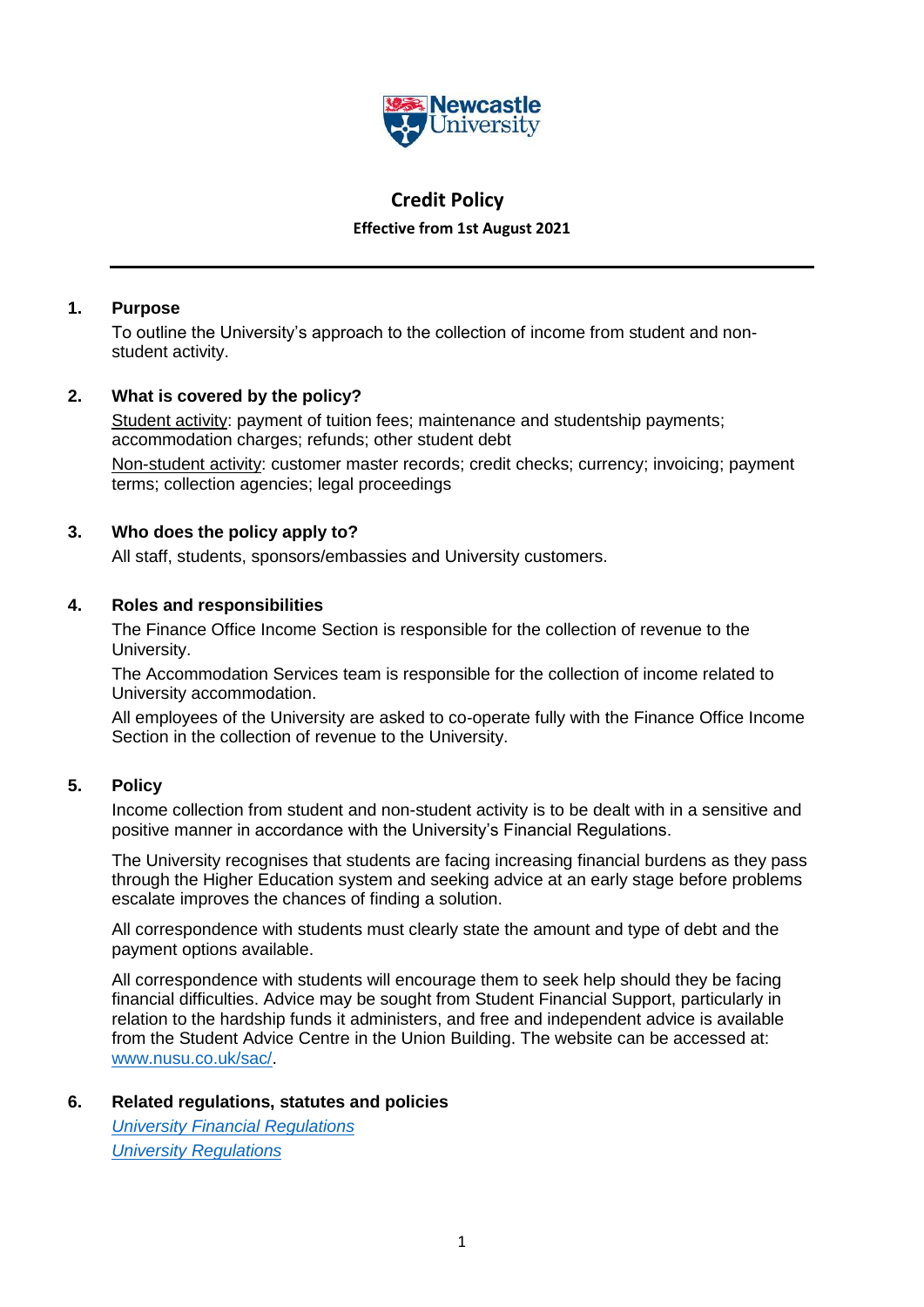# Credit Policy

**Effective from 1st August 2021**

---

## 1. Purpose

To outline the University's approach to the collection of income from student and non-student activity.

## 2. What is covered by the policy?

Student activity: payment of tuition fees; maintenance and studentship payments; accommodation charges; refunds; other student debt

Non-student activity: customer master records; credit checks; currency; invoicing; payment terms; collection agencies; legal proceedings

## 3. Who does the policy apply to?

All staff, students, sponsors/embassies and University customers.

## 4. Roles and responsibilities

The Finance Office Income Section is responsible for the collection of revenue to the University.

The Accommodation Services team is responsible for the collection of income related to University accommodation.

All employees of the University are asked to co-operate fully with the Finance Office Income Section in the collection of revenue to the University.

## 5. Policy

Income collection from student and non-student activity is to be dealt with in a sensitive and positive manner in accordance with the University's Financial Regulations.

The University recognises that students are facing increasing financial burdens as they pass through the Higher Education system and seeking advice at an early stage before problems escalate improves the chances of finding a solution.

All correspondence with students must clearly state the amount and type of debt and the payment options available.

All correspondence with students will encourage them to seek help should they be facing financial difficulties. Advice may be sought from Student Financial Support, particularly in relation to the hardship funds it administers, and free and independent advice is available from the Student Advice Centre in the Union Building. The website can be accessed at: www.nusu.co.uk/sac/.

## 6. Related regulations, statutes and policies

*University Financial Regulations*

*University Regulations*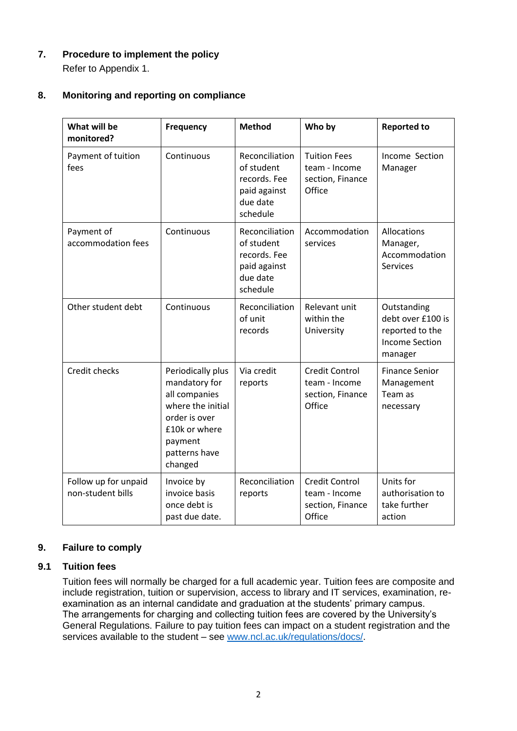## 7. Procedure to implement the policy

Refer to Appendix 1.

## 8. Monitoring and reporting on compliance

| What will be monitored? | Frequency | Method | Who by | Reported to |
|---|---|---|---|---|
| Payment of tuition fees | Continuous | Reconciliation of student records. Fee paid against due date schedule | Tuition Fees team - Income section, Finance Office | Income Section Manager |
| Payment of accommodation fees | Continuous | Reconciliation of student records. Fee paid against due date schedule | Accommodation services | Allocations Manager, Accommodation Services |
| Other student debt | Continuous | Reconciliation of unit records | Relevant unit within the University | Outstanding debt over £100 is reported to the Income Section manager |
| Credit checks | Periodically plus mandatory for all companies where the initial order is over £10k or where payment patterns have changed | Via credit reports | Credit Control team - Income section, Finance Office | Finance Senior Management Team as necessary |
| Follow up for unpaid non-student bills | Invoice by invoice basis once debt is past due date. | Reconciliation reports | Credit Control team - Income section, Finance Office | Units for authorisation to take further action |

## 9. Failure to comply

### 9.1 Tuition fees

Tuition fees will normally be charged for a full academic year. Tuition fees are composite and include registration, tuition or supervision, access to library and IT services, examination, re-examination as an internal candidate and graduation at the students' primary campus.
The arrangements for charging and collecting tuition fees are covered by the University's General Regulations. Failure to pay tuition fees can impact on a student registration and the services available to the student – see www.ncl.ac.uk/regulations/docs/.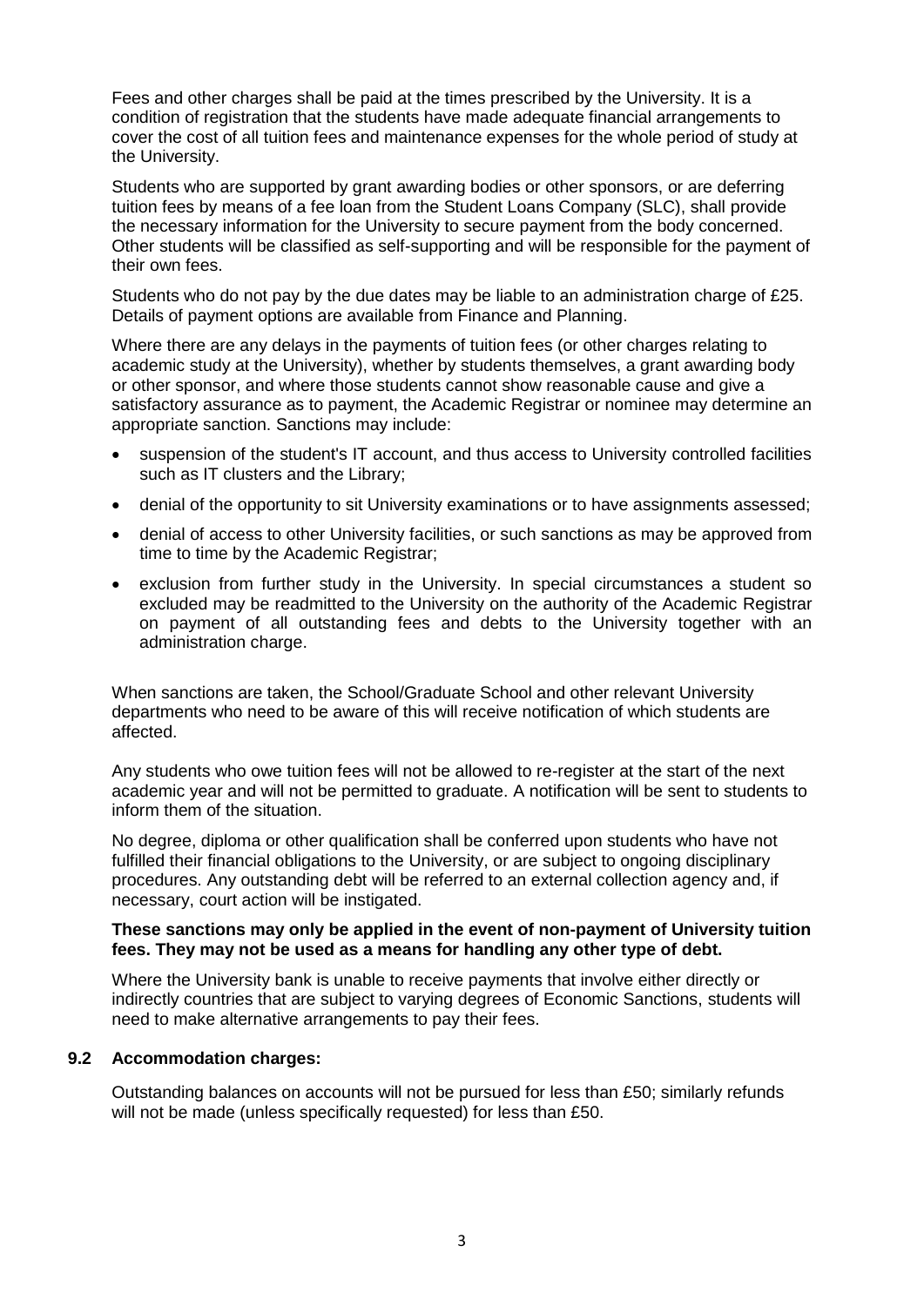Fees and other charges shall be paid at the times prescribed by the University. It is a condition of registration that the students have made adequate financial arrangements to cover the cost of all tuition fees and maintenance expenses for the whole period of study at the University.

Students who are supported by grant awarding bodies or other sponsors, or are deferring tuition fees by means of a fee loan from the Student Loans Company (SLC), shall provide the necessary information for the University to secure payment from the body concerned. Other students will be classified as self-supporting and will be responsible for the payment of their own fees.

Students who do not pay by the due dates may be liable to an administration charge of £25. Details of payment options are available from Finance and Planning.

Where there are any delays in the payments of tuition fees (or other charges relating to academic study at the University), whether by students themselves, a grant awarding body or other sponsor, and where those students cannot show reasonable cause and give a satisfactory assurance as to payment, the Academic Registrar or nominee may determine an appropriate sanction. Sanctions may include:

- suspension of the student's IT account, and thus access to University controlled facilities such as IT clusters and the Library;
- denial of the opportunity to sit University examinations or to have assignments assessed;
- denial of access to other University facilities, or such sanctions as may be approved from time to time by the Academic Registrar;
- exclusion from further study in the University. In special circumstances a student so excluded may be readmitted to the University on the authority of the Academic Registrar on payment of all outstanding fees and debts to the University together with an administration charge.

When sanctions are taken, the School/Graduate School and other relevant University departments who need to be aware of this will receive notification of which students are affected.

Any students who owe tuition fees will not be allowed to re-register at the start of the next academic year and will not be permitted to graduate. A notification will be sent to students to inform them of the situation.

No degree, diploma or other qualification shall be conferred upon students who have not fulfilled their financial obligations to the University, or are subject to ongoing disciplinary procedures. Any outstanding debt will be referred to an external collection agency and, if necessary, court action will be instigated.

**These sanctions may only be applied in the event of non-payment of University tuition fees. They may not be used as a means for handling any other type of debt.**

Where the University bank is unable to receive payments that involve either directly or indirectly countries that are subject to varying degrees of Economic Sanctions, students will need to make alternative arrangements to pay their fees.

### 9.2 Accommodation charges:

Outstanding balances on accounts will not be pursued for less than £50; similarly refunds will not be made (unless specifically requested) for less than £50.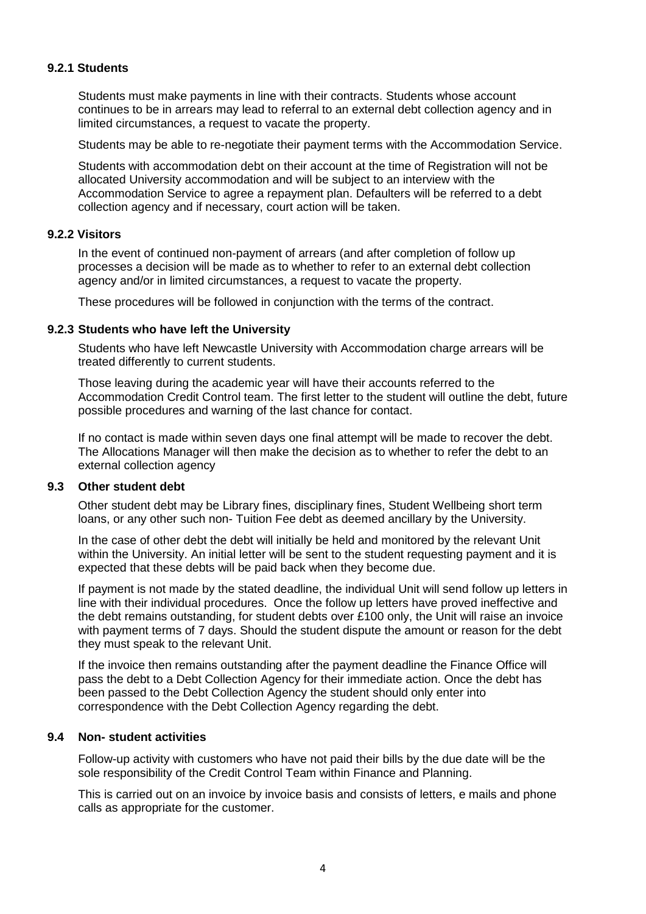#### 9.2.1 Students

Students must make payments in line with their contracts. Students whose account continues to be in arrears may lead to referral to an external debt collection agency and in limited circumstances, a request to vacate the property.

Students may be able to re-negotiate their payment terms with the Accommodation Service.

Students with accommodation debt on their account at the time of Registration will not be allocated University accommodation and will be subject to an interview with the Accommodation Service to agree a repayment plan. Defaulters will be referred to a debt collection agency and if necessary, court action will be taken.

#### 9.2.2 Visitors

In the event of continued non-payment of arrears (and after completion of follow up processes a decision will be made as to whether to refer to an external debt collection agency and/or in limited circumstances, a request to vacate the property.

These procedures will be followed in conjunction with the terms of the contract.

#### 9.2.3 Students who have left the University

Students who have left Newcastle University with Accommodation charge arrears will be treated differently to current students.

Those leaving during the academic year will have their accounts referred to the Accommodation Credit Control team. The first letter to the student will outline the debt, future possible procedures and warning of the last chance for contact.

If no contact is made within seven days one final attempt will be made to recover the debt. The Allocations Manager will then make the decision as to whether to refer the debt to an external collection agency

### 9.3 Other student debt

Other student debt may be Library fines, disciplinary fines, Student Wellbeing short term loans, or any other such non- Tuition Fee debt as deemed ancillary by the University.

In the case of other debt the debt will initially be held and monitored by the relevant Unit within the University. An initial letter will be sent to the student requesting payment and it is expected that these debts will be paid back when they become due.

If payment is not made by the stated deadline, the individual Unit will send follow up letters in line with their individual procedures. Once the follow up letters have proved ineffective and the debt remains outstanding, for student debts over £100 only, the Unit will raise an invoice with payment terms of 7 days. Should the student dispute the amount or reason for the debt they must speak to the relevant Unit.

If the invoice then remains outstanding after the payment deadline the Finance Office will pass the debt to a Debt Collection Agency for their immediate action. Once the debt has been passed to the Debt Collection Agency the student should only enter into correspondence with the Debt Collection Agency regarding the debt.

### 9.4 Non- student activities

Follow-up activity with customers who have not paid their bills by the due date will be the sole responsibility of the Credit Control Team within Finance and Planning.

This is carried out on an invoice by invoice basis and consists of letters, e mails and phone calls as appropriate for the customer.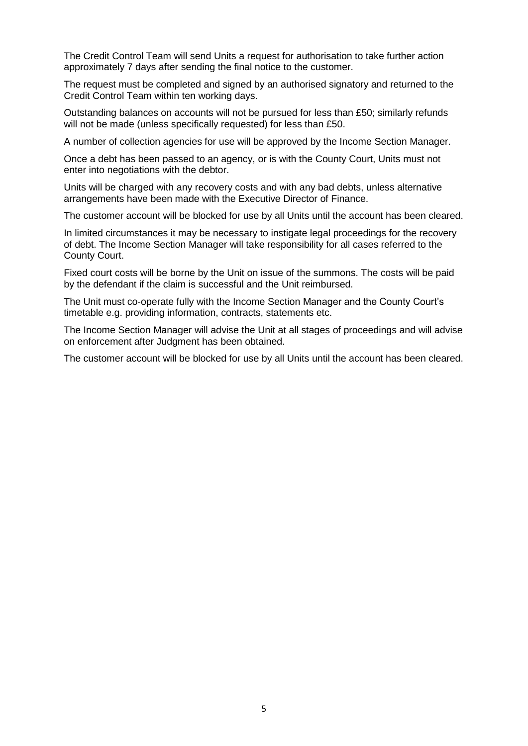The Credit Control Team will send Units a request for authorisation to take further action approximately 7 days after sending the final notice to the customer.

The request must be completed and signed by an authorised signatory and returned to the Credit Control Team within ten working days.

Outstanding balances on accounts will not be pursued for less than £50; similarly refunds will not be made (unless specifically requested) for less than £50.

A number of collection agencies for use will be approved by the Income Section Manager.

Once a debt has been passed to an agency, or is with the County Court, Units must not enter into negotiations with the debtor.

Units will be charged with any recovery costs and with any bad debts, unless alternative arrangements have been made with the Executive Director of Finance.

The customer account will be blocked for use by all Units until the account has been cleared.

In limited circumstances it may be necessary to instigate legal proceedings for the recovery of debt. The Income Section Manager will take responsibility for all cases referred to the County Court.

Fixed court costs will be borne by the Unit on issue of the summons. The costs will be paid by the defendant if the claim is successful and the Unit reimbursed.

The Unit must co-operate fully with the Income Section Manager and the County Court's timetable e.g. providing information, contracts, statements etc.

The Income Section Manager will advise the Unit at all stages of proceedings and will advise on enforcement after Judgment has been obtained.

The customer account will be blocked for use by all Units until the account has been cleared.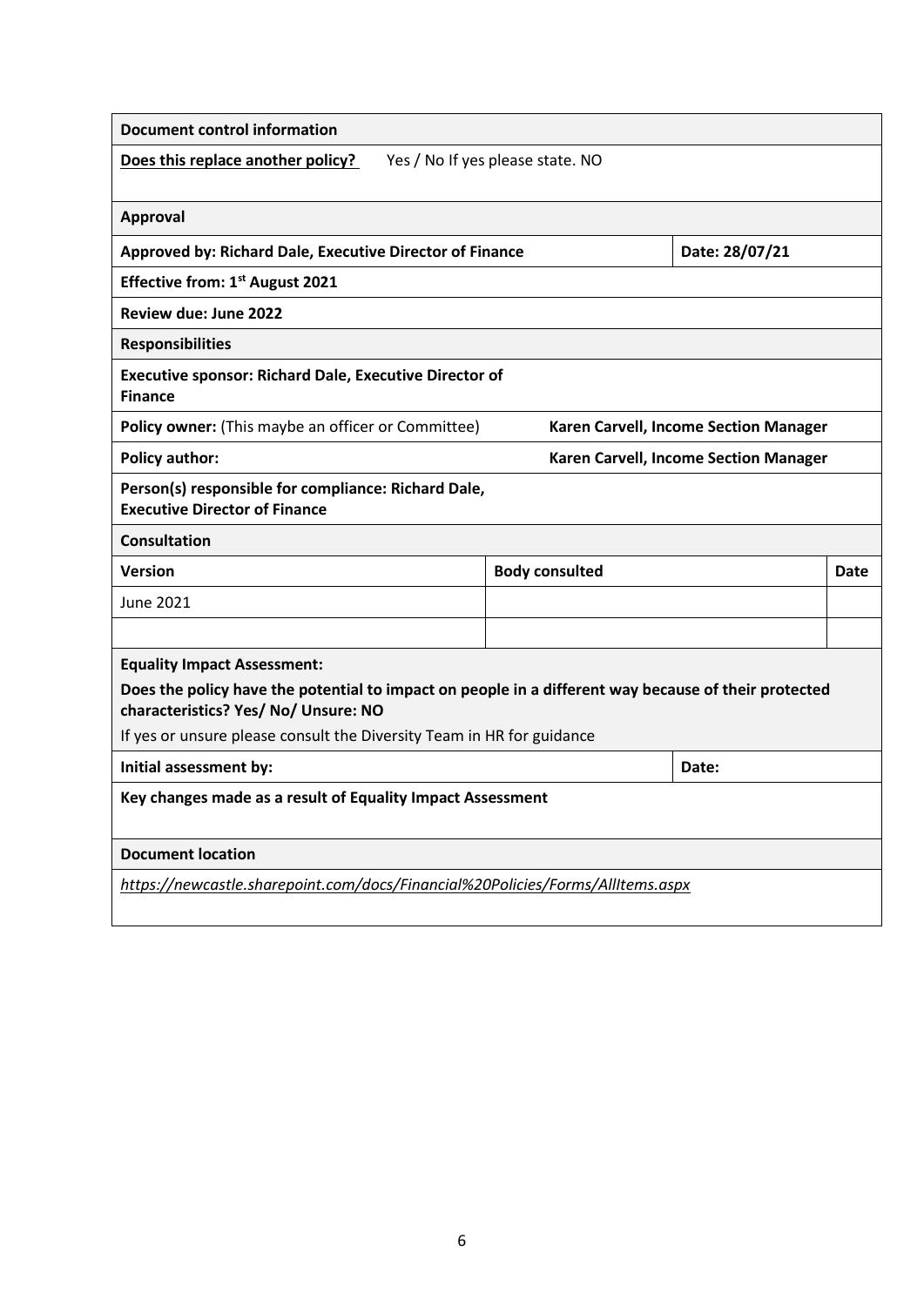| **Document control information** | | | |
|---|---|---|---|
| **Does this replace another policy?** Yes / No If yes please state. NO | | | |
| **Approval** | | | |
| **Approved by: Richard Dale, Executive Director of Finance** | | **Date: 28/07/21** | |
| **Effective from: 1st August 2021** | | | |
| **Review due: June 2022** | | | |
| **Responsibilities** | | | |
| **Executive sponsor: Richard Dale, Executive Director of Finance** | | | |
| **Policy owner:** (This maybe an officer or Committee) | **Karen Carvell, Income Section Manager** | | |
| **Policy author:** | **Karen Carvell, Income Section Manager** | | |
| **Person(s) responsible for compliance: Richard Dale, Executive Director of Finance** | | | |
| **Consultation** | | | |
| **Version** | **Body consulted** | | **Date** |
| June 2021 | | | |
| | | | |
| **Equality Impact Assessment:** **Does the policy have the potential to impact on people in a different way because of their protected characteristics? Yes/ No/ Unsure: NO** If yes or unsure please consult the Diversity Team in HR for guidance | | | |
| **Initial assessment by:** | | **Date:** | |
| **Key changes made as a result of Equality Impact Assessment** | | | |
| **Document location** | | | |
| *https://newcastle.sharepoint.com/docs/Financial%20Policies/Forms/AllItems.aspx* | | | |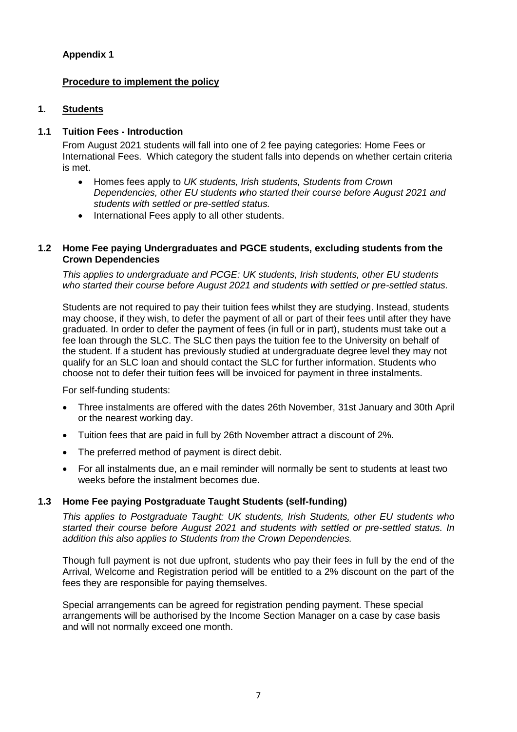**Appendix 1**

## Procedure to implement the policy

### 1. Students

#### 1.1 Tuition Fees - Introduction

From August 2021 students will fall into one of 2 fee paying categories: Home Fees or International Fees. Which category the student falls into depends on whether certain criteria is met.

- Homes fees apply to *UK students, Irish students, Students from Crown Dependencies, other EU students who started their course before August 2021 and students with settled or pre-settled status.*
- International Fees apply to all other students.

#### 1.2 Home Fee paying Undergraduates and PGCE students, excluding students from the Crown Dependencies

*This applies to undergraduate and PCGE: UK students, Irish students, other EU students who started their course before August 2021 and students with settled or pre-settled status.*

Students are not required to pay their tuition fees whilst they are studying. Instead, students may choose, if they wish, to defer the payment of all or part of their fees until after they have graduated. In order to defer the payment of fees (in full or in part), students must take out a fee loan through the SLC. The SLC then pays the tuition fee to the University on behalf of the student. If a student has previously studied at undergraduate degree level they may not qualify for an SLC loan and should contact the SLC for further information. Students who choose not to defer their tuition fees will be invoiced for payment in three instalments.

For self-funding students:

- Three instalments are offered with the dates 26th November, 31st January and 30th April or the nearest working day.
- Tuition fees that are paid in full by 26th November attract a discount of 2%.
- The preferred method of payment is direct debit.
- For all instalments due, an e mail reminder will normally be sent to students at least two weeks before the instalment becomes due.

#### 1.3 Home Fee paying Postgraduate Taught Students (self-funding)

*This applies to Postgraduate Taught: UK students, Irish Students, other EU students who started their course before August 2021 and students with settled or pre-settled status. In addition this also applies to Students from the Crown Dependencies.*

Though full payment is not due upfront, students who pay their fees in full by the end of the Arrival, Welcome and Registration period will be entitled to a 2% discount on the part of the fees they are responsible for paying themselves.

Special arrangements can be agreed for registration pending payment. These special arrangements will be authorised by the Income Section Manager on a case by case basis and will not normally exceed one month.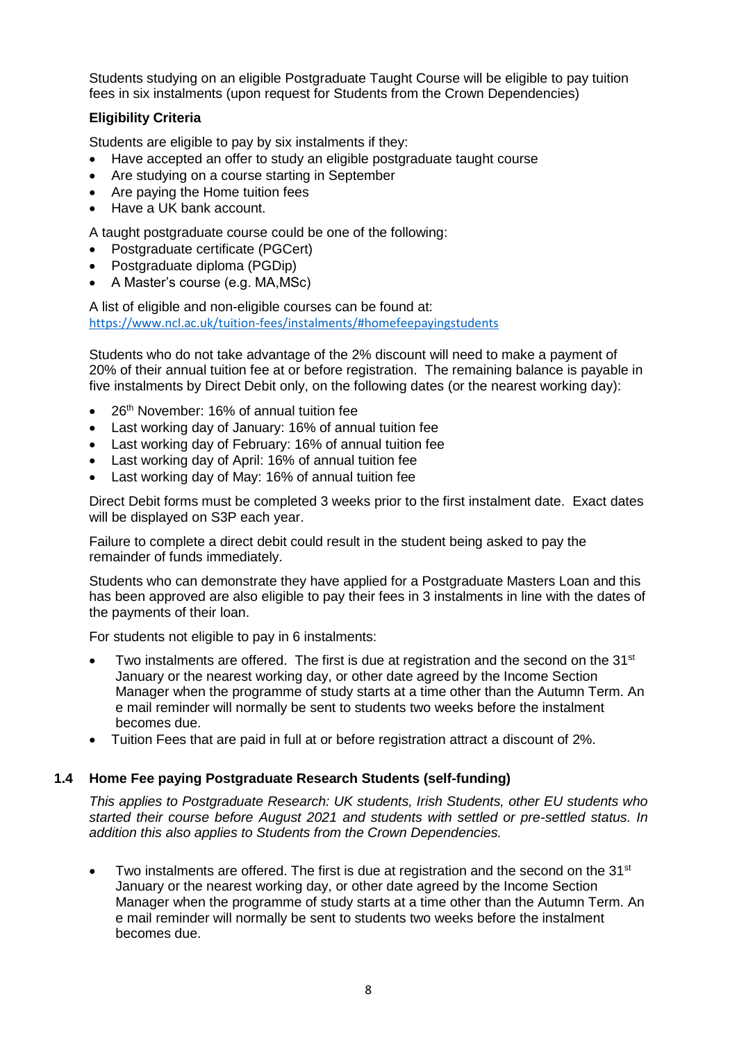Students studying on an eligible Postgraduate Taught Course will be eligible to pay tuition fees in six instalments (upon request for Students from the Crown Dependencies)

**Eligibility Criteria**

Students are eligible to pay by six instalments if they:

- Have accepted an offer to study an eligible postgraduate taught course
- Are studying on a course starting in September
- Are paying the Home tuition fees
- Have a UK bank account.

A taught postgraduate course could be one of the following:

- Postgraduate certificate (PGCert)
- Postgraduate diploma (PGDip)
- A Master's course (e.g. MA,MSc)

A list of eligible and non-eligible courses can be found at: https://www.ncl.ac.uk/tuition-fees/instalments/#homefeepayingstudents

Students who do not take advantage of the 2% discount will need to make a payment of 20% of their annual tuition fee at or before registration. The remaining balance is payable in five instalments by Direct Debit only, on the following dates (or the nearest working day):

- 26th November: 16% of annual tuition fee
- Last working day of January: 16% of annual tuition fee
- Last working day of February: 16% of annual tuition fee
- Last working day of April: 16% of annual tuition fee
- Last working day of May: 16% of annual tuition fee

Direct Debit forms must be completed 3 weeks prior to the first instalment date. Exact dates will be displayed on S3P each year.

Failure to complete a direct debit could result in the student being asked to pay the remainder of funds immediately.

Students who can demonstrate they have applied for a Postgraduate Masters Loan and this has been approved are also eligible to pay their fees in 3 instalments in line with the dates of the payments of their loan.

For students not eligible to pay in 6 instalments:

- Two instalments are offered. The first is due at registration and the second on the 31st January or the nearest working day, or other date agreed by the Income Section Manager when the programme of study starts at a time other than the Autumn Term. An e mail reminder will normally be sent to students two weeks before the instalment becomes due.
- Tuition Fees that are paid in full at or before registration attract a discount of 2%.

### 1.4 Home Fee paying Postgraduate Research Students (self-funding)

*This applies to Postgraduate Research: UK students, Irish Students, other EU students who started their course before August 2021 and students with settled or pre-settled status. In addition this also applies to Students from the Crown Dependencies.*

- Two instalments are offered. The first is due at registration and the second on the 31st January or the nearest working day, or other date agreed by the Income Section Manager when the programme of study starts at a time other than the Autumn Term. An e mail reminder will normally be sent to students two weeks before the instalment becomes due.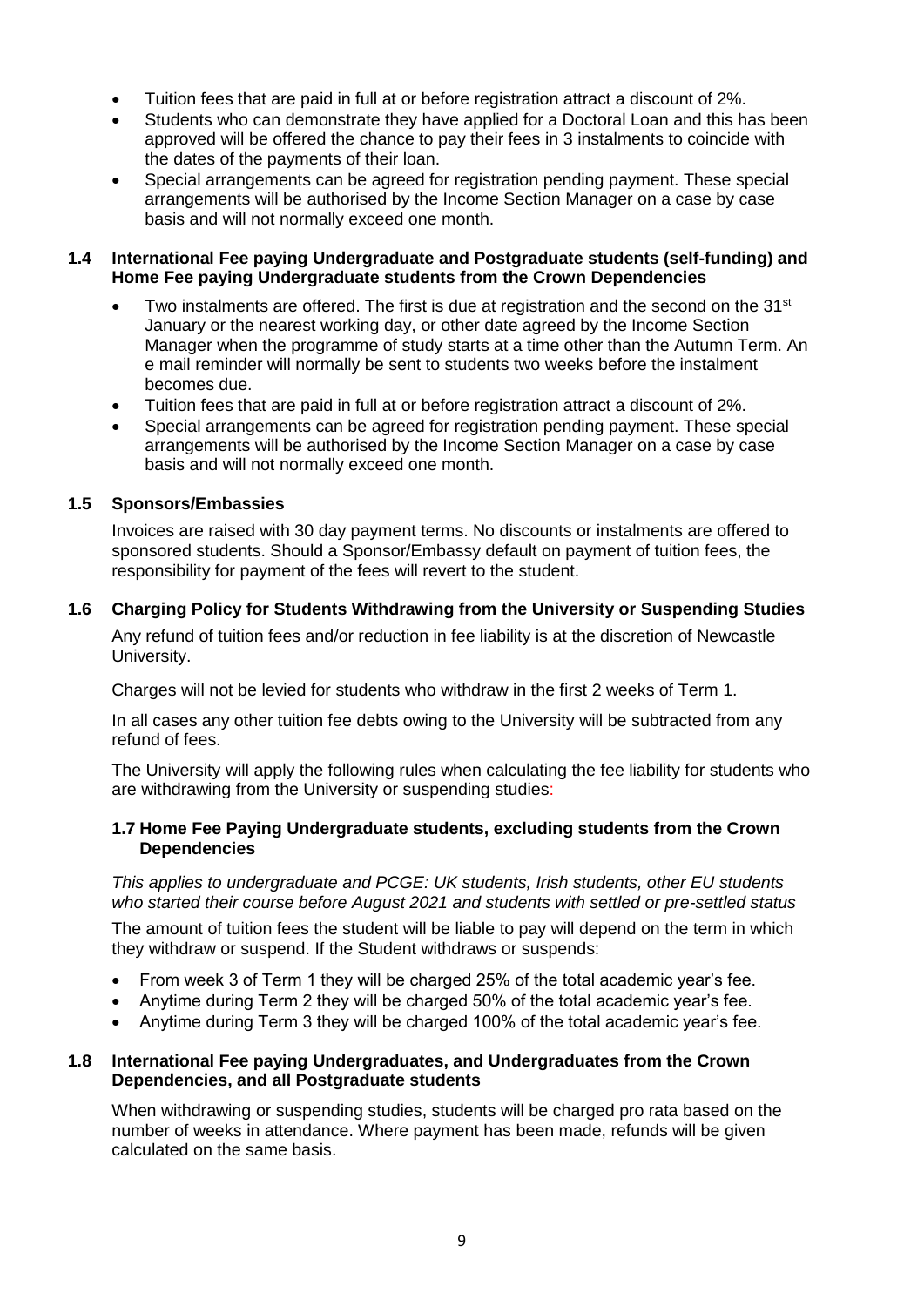- Tuition fees that are paid in full at or before registration attract a discount of 2%.
- Students who can demonstrate they have applied for a Doctoral Loan and this has been approved will be offered the chance to pay their fees in 3 instalments to coincide with the dates of the payments of their loan.
- Special arrangements can be agreed for registration pending payment. These special arrangements will be authorised by the Income Section Manager on a case by case basis and will not normally exceed one month.

### 1.4 International Fee paying Undergraduate and Postgraduate students (self-funding) and Home Fee paying Undergraduate students from the Crown Dependencies

- Two instalments are offered. The first is due at registration and the second on the 31st January or the nearest working day, or other date agreed by the Income Section Manager when the programme of study starts at a time other than the Autumn Term. An e mail reminder will normally be sent to students two weeks before the instalment becomes due.
- Tuition fees that are paid in full at or before registration attract a discount of 2%.
- Special arrangements can be agreed for registration pending payment. These special arrangements will be authorised by the Income Section Manager on a case by case basis and will not normally exceed one month.

### 1.5 Sponsors/Embassies

Invoices are raised with 30 day payment terms. No discounts or instalments are offered to sponsored students. Should a Sponsor/Embassy default on payment of tuition fees, the responsibility for payment of the fees will revert to the student.

### 1.6 Charging Policy for Students Withdrawing from the University or Suspending Studies

Any refund of tuition fees and/or reduction in fee liability is at the discretion of Newcastle University.

Charges will not be levied for students who withdraw in the first 2 weeks of Term 1.

In all cases any other tuition fee debts owing to the University will be subtracted from any refund of fees.

The University will apply the following rules when calculating the fee liability for students who are withdrawing from the University or suspending studies:

### 1.7 Home Fee Paying Undergraduate students, excluding students from the Crown Dependencies

*This applies to undergraduate and PCGE: UK students, Irish students, other EU students who started their course before August 2021 and students with settled or pre-settled status*

The amount of tuition fees the student will be liable to pay will depend on the term in which they withdraw or suspend. If the Student withdraws or suspends:

- From week 3 of Term 1 they will be charged 25% of the total academic year's fee.
- Anytime during Term 2 they will be charged 50% of the total academic year's fee.
- Anytime during Term 3 they will be charged 100% of the total academic year's fee.

### 1.8 International Fee paying Undergraduates, and Undergraduates from the Crown Dependencies, and all Postgraduate students

When withdrawing or suspending studies, students will be charged pro rata based on the number of weeks in attendance. Where payment has been made, refunds will be given calculated on the same basis.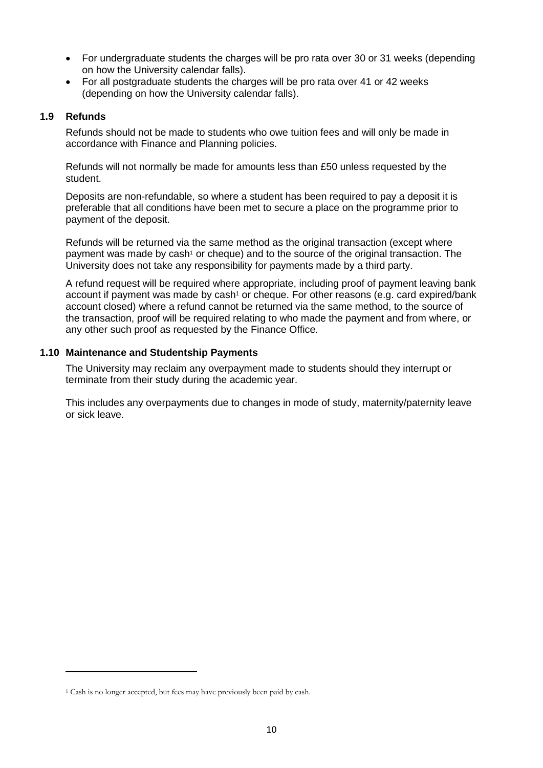- For undergraduate students the charges will be pro rata over 30 or 31 weeks (depending on how the University calendar falls).
- For all postgraduate students the charges will be pro rata over 41 or 42 weeks (depending on how the University calendar falls).

### 1.9 Refunds

Refunds should not be made to students who owe tuition fees and will only be made in accordance with Finance and Planning policies.

Refunds will not normally be made for amounts less than £50 unless requested by the student.

Deposits are non-refundable, so where a student has been required to pay a deposit it is preferable that all conditions have been met to secure a place on the programme prior to payment of the deposit.

Refunds will be returned via the same method as the original transaction (except where payment was made by cash[1] or cheque) and to the source of the original transaction. The University does not take any responsibility for payments made by a third party.

A refund request will be required where appropriate, including proof of payment leaving bank account if payment was made by cash[1] or cheque. For other reasons (e.g. card expired/bank account closed) where a refund cannot be returned via the same method, to the source of the transaction, proof will be required relating to who made the payment and from where, or any other such proof as requested by the Finance Office.

### 1.10 Maintenance and Studentship Payments

The University may reclaim any overpayment made to students should they interrupt or terminate from their study during the academic year.

This includes any overpayments due to changes in mode of study, maternity/paternity leave or sick leave.

---

[1] Cash is no longer accepted, but fees may have previously been paid by cash.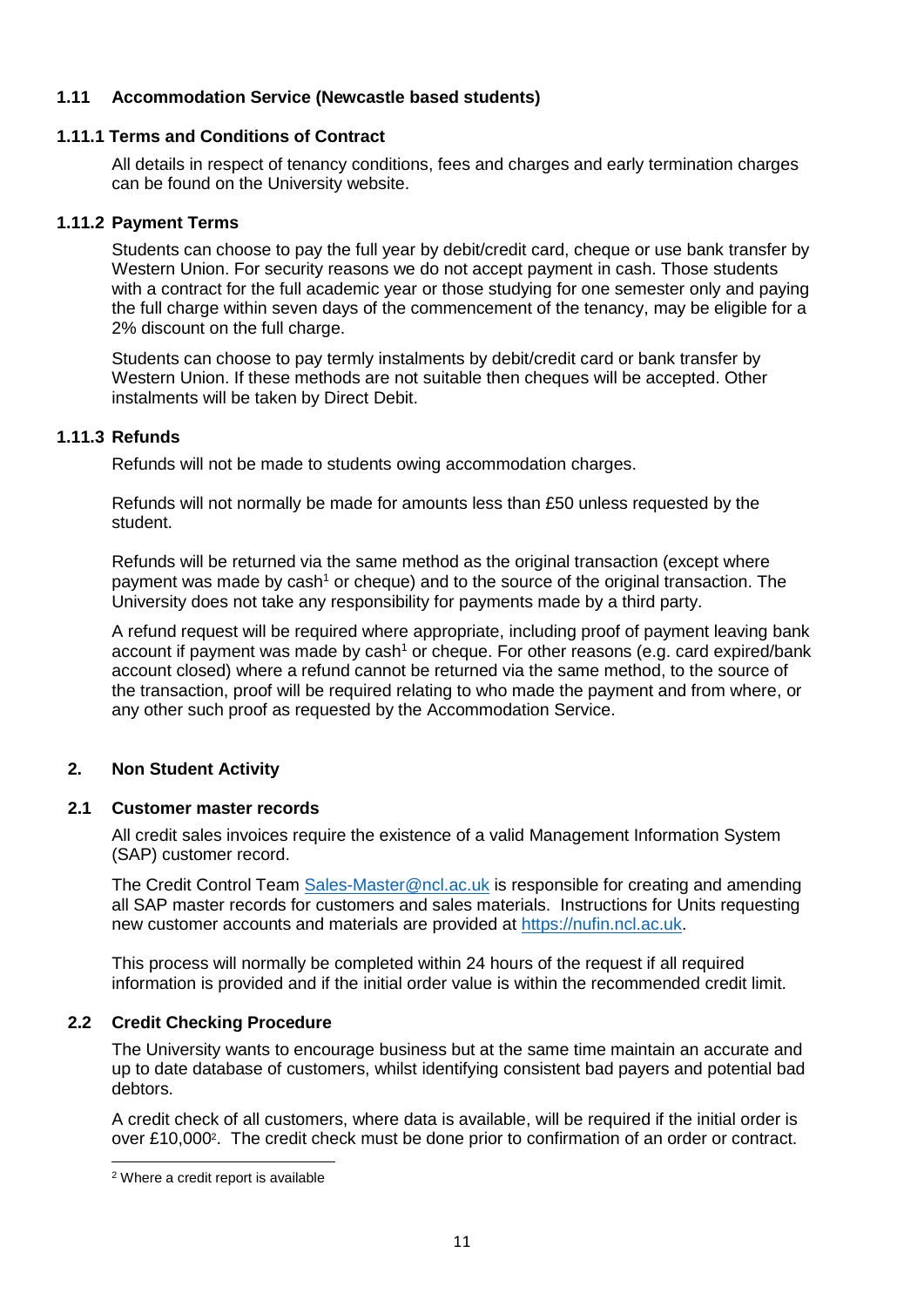### 1.11 Accommodation Service (Newcastle based students)

#### 1.11.1 Terms and Conditions of Contract

All details in respect of tenancy conditions, fees and charges and early termination charges can be found on the University website.

#### 1.11.2 Payment Terms

Students can choose to pay the full year by debit/credit card, cheque or use bank transfer by Western Union. For security reasons we do not accept payment in cash. Those students with a contract for the full academic year or those studying for one semester only and paying the full charge within seven days of the commencement of the tenancy, may be eligible for a 2% discount on the full charge.

Students can choose to pay termly instalments by debit/credit card or bank transfer by Western Union. If these methods are not suitable then cheques will be accepted. Other instalments will be taken by Direct Debit.

#### 1.11.3 Refunds

Refunds will not be made to students owing accommodation charges.

Refunds will not normally be made for amounts less than £50 unless requested by the student.

Refunds will be returned via the same method as the original transaction (except where payment was made by cash[1] or cheque) and to the source of the original transaction. The University does not take any responsibility for payments made by a third party.

A refund request will be required where appropriate, including proof of payment leaving bank account if payment was made by cash[1] or cheque. For other reasons (e.g. card expired/bank account closed) where a refund cannot be returned via the same method, to the source of the transaction, proof will be required relating to who made the payment and from where, or any other such proof as requested by the Accommodation Service.

## 2. Non Student Activity

### 2.1 Customer master records

All credit sales invoices require the existence of a valid Management Information System (SAP) customer record.

The Credit Control Team [Sales-Master@ncl.ac.uk](mailto:Sales-Master@ncl.ac.uk) is responsible for creating and amending all SAP master records for customers and sales materials. Instructions for Units requesting new customer accounts and materials are provided at [https://nufin.ncl.ac.uk](https://nufin.ncl.ac.uk).

This process will normally be completed within 24 hours of the request if all required information is provided and if the initial order value is within the recommended credit limit.

### 2.2 Credit Checking Procedure

The University wants to encourage business but at the same time maintain an accurate and up to date database of customers, whilst identifying consistent bad payers and potential bad debtors.

A credit check of all customers, where data is available, will be required if the initial order is over £10,000[2]. The credit check must be done prior to confirmation of an order or contract.

[2] Where a credit report is available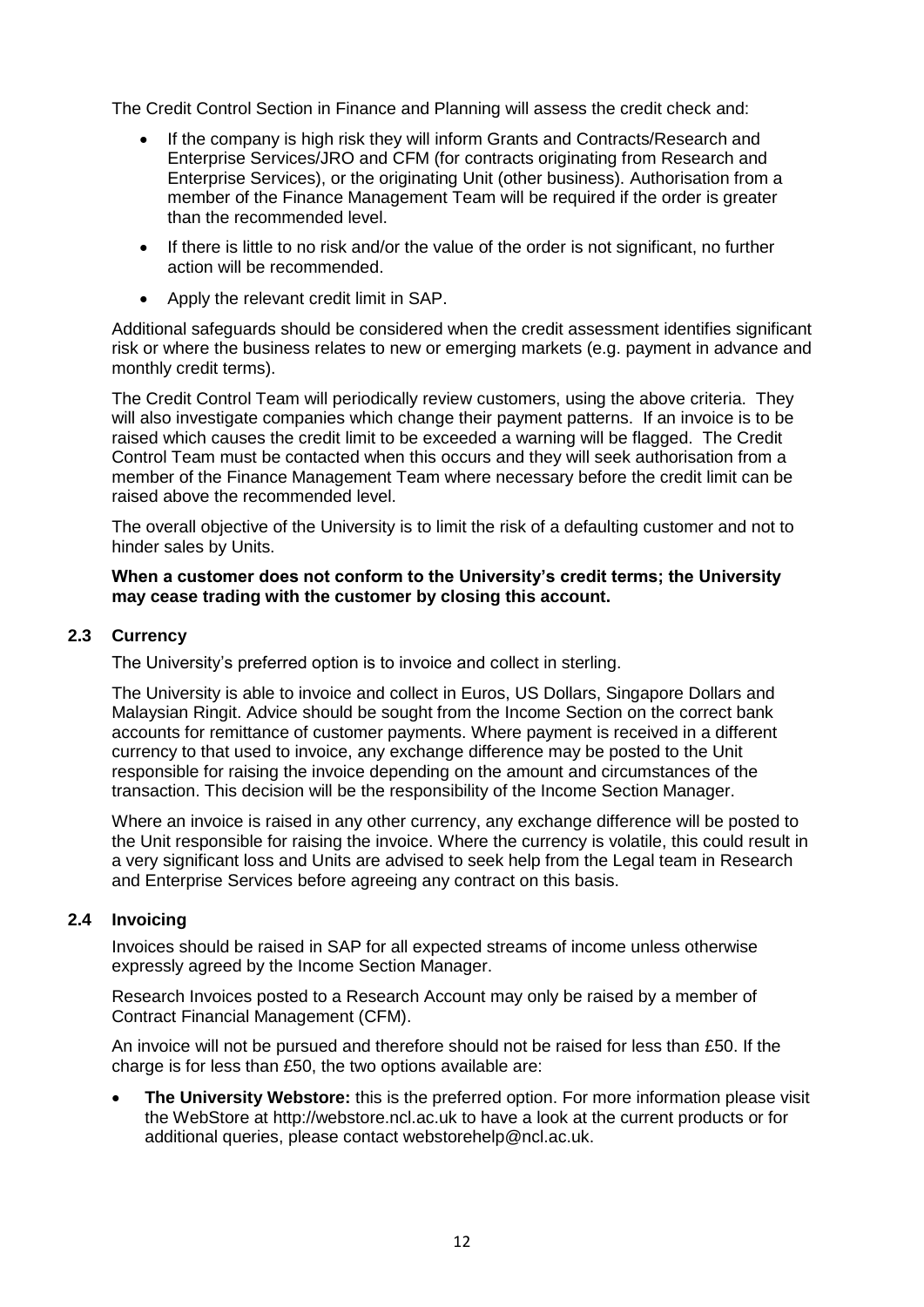The Credit Control Section in Finance and Planning will assess the credit check and:

- If the company is high risk they will inform Grants and Contracts/Research and Enterprise Services/JRO and CFM (for contracts originating from Research and Enterprise Services), or the originating Unit (other business). Authorisation from a member of the Finance Management Team will be required if the order is greater than the recommended level.
- If there is little to no risk and/or the value of the order is not significant, no further action will be recommended.
- Apply the relevant credit limit in SAP.

Additional safeguards should be considered when the credit assessment identifies significant risk or where the business relates to new or emerging markets (e.g. payment in advance and monthly credit terms).

The Credit Control Team will periodically review customers, using the above criteria. They will also investigate companies which change their payment patterns. If an invoice is to be raised which causes the credit limit to be exceeded a warning will be flagged. The Credit Control Team must be contacted when this occurs and they will seek authorisation from a member of the Finance Management Team where necessary before the credit limit can be raised above the recommended level.

The overall objective of the University is to limit the risk of a defaulting customer and not to hinder sales by Units.

**When a customer does not conform to the University's credit terms; the University may cease trading with the customer by closing this account.**

### 2.3 Currency

The University's preferred option is to invoice and collect in sterling.

The University is able to invoice and collect in Euros, US Dollars, Singapore Dollars and Malaysian Ringit. Advice should be sought from the Income Section on the correct bank accounts for remittance of customer payments. Where payment is received in a different currency to that used to invoice, any exchange difference may be posted to the Unit responsible for raising the invoice depending on the amount and circumstances of the transaction. This decision will be the responsibility of the Income Section Manager.

Where an invoice is raised in any other currency, any exchange difference will be posted to the Unit responsible for raising the invoice. Where the currency is volatile, this could result in a very significant loss and Units are advised to seek help from the Legal team in Research and Enterprise Services before agreeing any contract on this basis.

### 2.4 Invoicing

Invoices should be raised in SAP for all expected streams of income unless otherwise expressly agreed by the Income Section Manager.

Research Invoices posted to a Research Account may only be raised by a member of Contract Financial Management (CFM).

An invoice will not be pursued and therefore should not be raised for less than £50. If the charge is for less than £50, the two options available are:

- **The University Webstore:** this is the preferred option. For more information please visit the WebStore at http://webstore.ncl.ac.uk to have a look at the current products or for additional queries, please contact webstorehelp@ncl.ac.uk.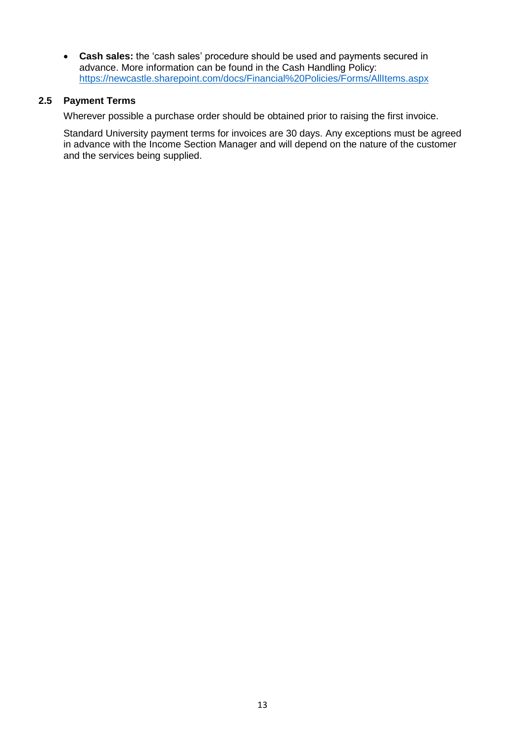- **Cash sales:** the 'cash sales' procedure should be used and payments secured in advance. More information can be found in the Cash Handling Policy: https://newcastle.sharepoint.com/docs/Financial%20Policies/Forms/AllItems.aspx

### 2.5 Payment Terms

Wherever possible a purchase order should be obtained prior to raising the first invoice.

Standard University payment terms for invoices are 30 days. Any exceptions must be agreed in advance with the Income Section Manager and will depend on the nature of the customer and the services being supplied.